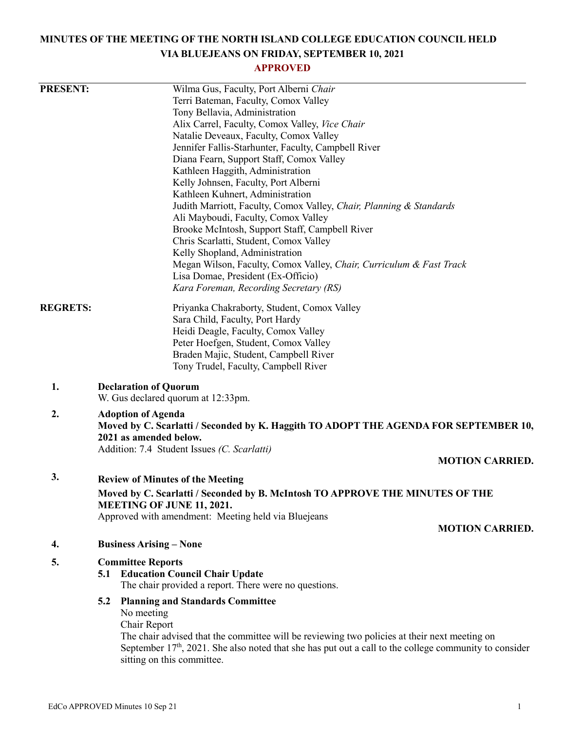# MINUTES OF THE MEETING OF THE NORTH ISLAND COLLEGE EDUCATION COUNCIL HELD VIA BLUEJEANS ON FRIDAY, SEPTEMBER 10, 2021

**APPROVED**

**PRESENT:**

Wilma Gus, Faculty, Port Alberni *Chair*
Terri Bateman, Faculty, Comox Valley
Tony Bellavia, Administration
Alix Carrel, Faculty, Comox Valley, *Vice Chair*
Natalie Deveaux, Faculty, Comox Valley
Jennifer Fallis-Starhunter, Faculty, Campbell River
Diana Fearn, Support Staff, Comox Valley
Kathleen Haggith, Administration
Kelly Johnsen, Faculty, Port Alberni
Kathleen Kuhnert, Administration
Judith Marriott, Faculty, Comox Valley, *Chair, Planning & Standards*
Ali Mayboudi, Faculty, Comox Valley
Brooke McIntosh, Support Staff, Campbell River
Chris Scarlatti, Student, Comox Valley
Kelly Shopland, Administration
Megan Wilson, Faculty, Comox Valley, *Chair, Curriculum & Fast Track*
Lisa Domae, President (Ex-Officio)
*Kara Foreman, Recording Secretary (RS)*

**REGRETS:**

Priyanka Chakraborty, Student, Comox Valley
Sara Child, Faculty, Port Hardy
Heidi Deagle, Faculty, Comox Valley
Peter Hoefgen, Student, Comox Valley
Braden Majic, Student, Campbell River
Tony Trudel, Faculty, Campbell River

**1. Declaration of Quorum**

W. Gus declared quorum at 12:33pm.

**2. Adoption of Agenda**

**Moved by C. Scarlatti / Seconded by K. Haggith TO ADOPT THE AGENDA FOR SEPTEMBER 10, 2021 as amended below.**

Addition: 7.4 Student Issues *(C. Scarlatti)*

**MOTION CARRIED.**

**3. Review of Minutes of the Meeting**

**Moved by C. Scarlatti / Seconded by B. McIntosh TO APPROVE THE MINUTES OF THE MEETING OF JUNE 11, 2021.**

Approved with amendment: Meeting held via Bluejeans

**MOTION CARRIED.**

**4. Business Arising – None**

**5. Committee Reports**

**5.1 Education Council Chair Update**

The chair provided a report. There were no questions.

**5.2 Planning and Standards Committee**

No meeting

Chair Report

The chair advised that the committee will be reviewing two policies at their next meeting on September 17th, 2021. She also noted that she has put out a call to the college community to consider sitting on this committee.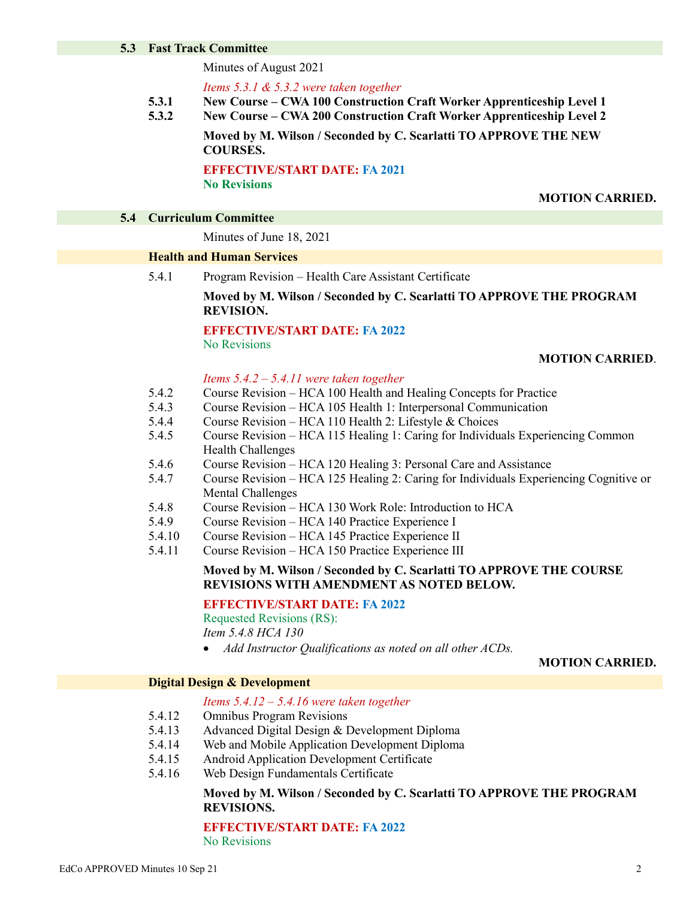## 5.3 Fast Track Committee

Minutes of August 2021

*Items 5.3.1 & 5.3.2 were taken together*

**5.3.1 New Course – CWA 100 Construction Craft Worker Apprenticeship Level 1**
**5.3.2 New Course – CWA 200 Construction Craft Worker Apprenticeship Level 2**

**Moved by M. Wilson / Seconded by C. Scarlatti TO APPROVE THE NEW COURSES.**

**EFFECTIVE/START DATE: FA 2021**
**No Revisions**

**MOTION CARRIED.**

## 5.4 Curriculum Committee

Minutes of June 18, 2021

### Health and Human Services

5.4.1 Program Revision – Health Care Assistant Certificate

**Moved by M. Wilson / Seconded by C. Scarlatti TO APPROVE THE PROGRAM REVISION.**

**EFFECTIVE/START DATE: FA 2022**
No Revisions

**MOTION CARRIED.**

*Items 5.4.2 – 5.4.11 were taken together*

5.4.2 Course Revision – HCA 100 Health and Healing Concepts for Practice
5.4.3 Course Revision – HCA 105 Health 1: Interpersonal Communication
5.4.4 Course Revision – HCA 110 Health 2: Lifestyle & Choices
5.4.5 Course Revision – HCA 115 Healing 1: Caring for Individuals Experiencing Common Health Challenges
5.4.6 Course Revision – HCA 120 Healing 3: Personal Care and Assistance
5.4.7 Course Revision – HCA 125 Healing 2: Caring for Individuals Experiencing Cognitive or Mental Challenges
5.4.8 Course Revision – HCA 130 Work Role: Introduction to HCA
5.4.9 Course Revision – HCA 140 Practice Experience I
5.4.10 Course Revision – HCA 145 Practice Experience II
5.4.11 Course Revision – HCA 150 Practice Experience III

**Moved by M. Wilson / Seconded by C. Scarlatti TO APPROVE THE COURSE REVISIONS WITH AMENDMENT AS NOTED BELOW.**

**EFFECTIVE/START DATE: FA 2022**
Requested Revisions (RS):
*Item 5.4.8 HCA 130*

- *Add Instructor Qualifications as noted on all other ACDs.*

**MOTION CARRIED.**

### Digital Design & Development

*Items 5.4.12 – 5.4.16 were taken together*

5.4.12 Omnibus Program Revisions
5.4.13 Advanced Digital Design & Development Diploma
5.4.14 Web and Mobile Application Development Diploma
5.4.15 Android Application Development Certificate
5.4.16 Web Design Fundamentals Certificate

**Moved by M. Wilson / Seconded by C. Scarlatti TO APPROVE THE PROGRAM REVISIONS.**

**EFFECTIVE/START DATE: FA 2022**
No Revisions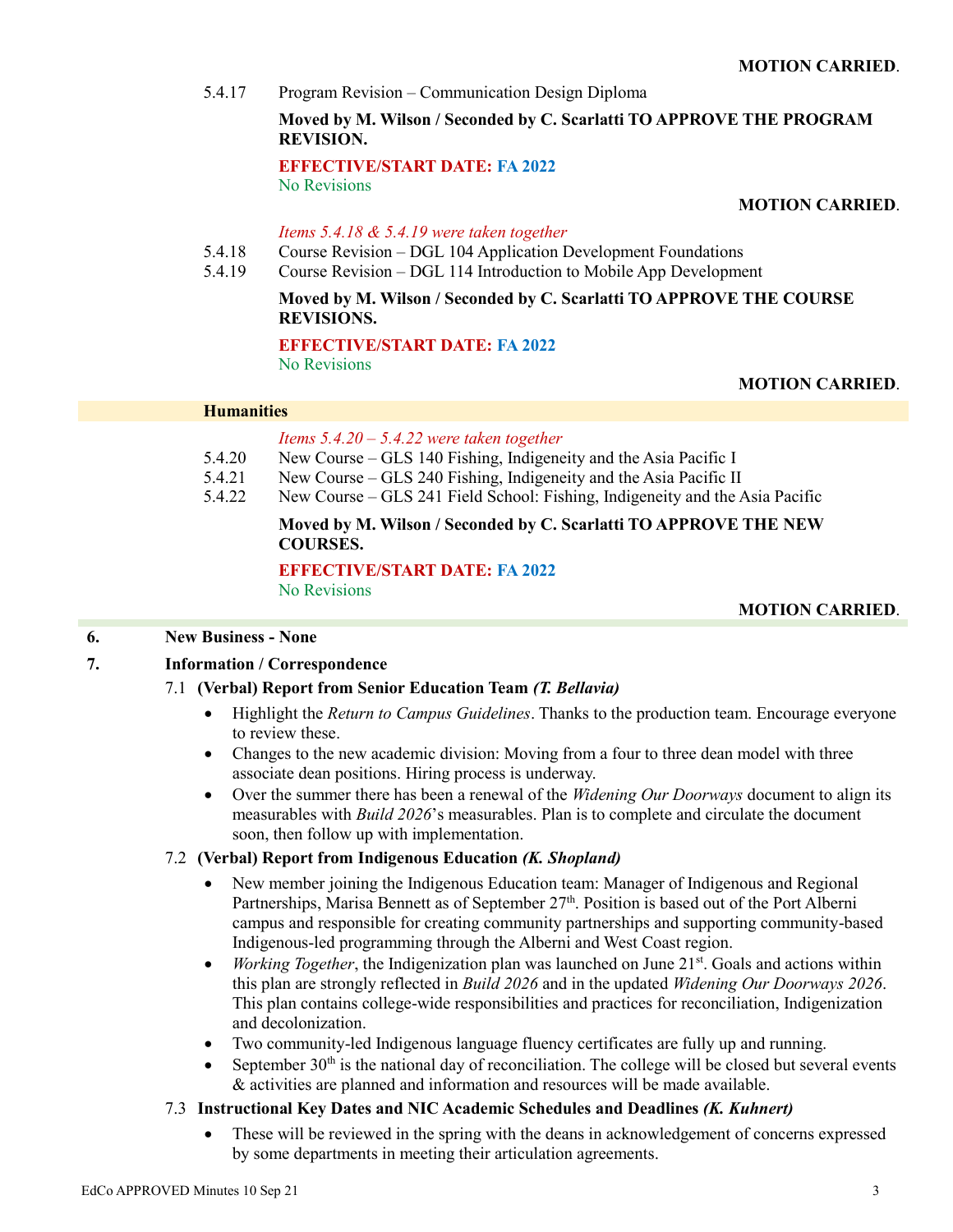**MOTION CARRIED.**

5.4.17 Program Revision – Communication Design Diploma

**Moved by M. Wilson / Seconded by C. Scarlatti TO APPROVE THE PROGRAM REVISION.**

**EFFECTIVE/START DATE: FA 2022**
No Revisions

**MOTION CARRIED.**

*Items 5.4.18 & 5.4.19 were taken together*

5.4.18 Course Revision – DGL 104 Application Development Foundations
5.4.19 Course Revision – DGL 114 Introduction to Mobile App Development

**Moved by M. Wilson / Seconded by C. Scarlatti TO APPROVE THE COURSE REVISIONS.**

**EFFECTIVE/START DATE: FA 2022**
No Revisions

**MOTION CARRIED.**

**Humanities**

*Items 5.4.20 – 5.4.22 were taken together*

5.4.20 New Course – GLS 140 Fishing, Indigeneity and the Asia Pacific I
5.4.21 New Course – GLS 240 Fishing, Indigeneity and the Asia Pacific II
5.4.22 New Course – GLS 241 Field School: Fishing, Indigeneity and the Asia Pacific

**Moved by M. Wilson / Seconded by C. Scarlatti TO APPROVE THE NEW COURSES.**

**EFFECTIVE/START DATE: FA 2022**
No Revisions

**MOTION CARRIED.**

## 6. New Business - None

## 7. Information / Correspondence

### 7.1 (Verbal) Report from Senior Education Team *(T. Bellavia)*

- Highlight the *Return to Campus Guidelines*. Thanks to the production team. Encourage everyone to review these.
- Changes to the new academic division: Moving from a four to three dean model with three associate dean positions. Hiring process is underway.
- Over the summer there has been a renewal of the *Widening Our Doorways* document to align its measurables with *Build 2026*'s measurables. Plan is to complete and circulate the document soon, then follow up with implementation.

### 7.2 (Verbal) Report from Indigenous Education *(K. Shopland)*

- New member joining the Indigenous Education team: Manager of Indigenous and Regional Partnerships, Marisa Bennett as of September 27th. Position is based out of the Port Alberni campus and responsible for creating community partnerships and supporting community-based Indigenous-led programming through the Alberni and West Coast region.
- *Working Together*, the Indigenization plan was launched on June 21st. Goals and actions within this plan are strongly reflected in *Build 2026* and in the updated *Widening Our Doorways 2026*. This plan contains college-wide responsibilities and practices for reconciliation, Indigenization and decolonization.
- Two community-led Indigenous language fluency certificates are fully up and running.
- September 30th is the national day of reconciliation. The college will be closed but several events & activities are planned and information and resources will be made available.

### 7.3 Instructional Key Dates and NIC Academic Schedules and Deadlines *(K. Kuhnert)*

- These will be reviewed in the spring with the deans in acknowledgement of concerns expressed by some departments in meeting their articulation agreements.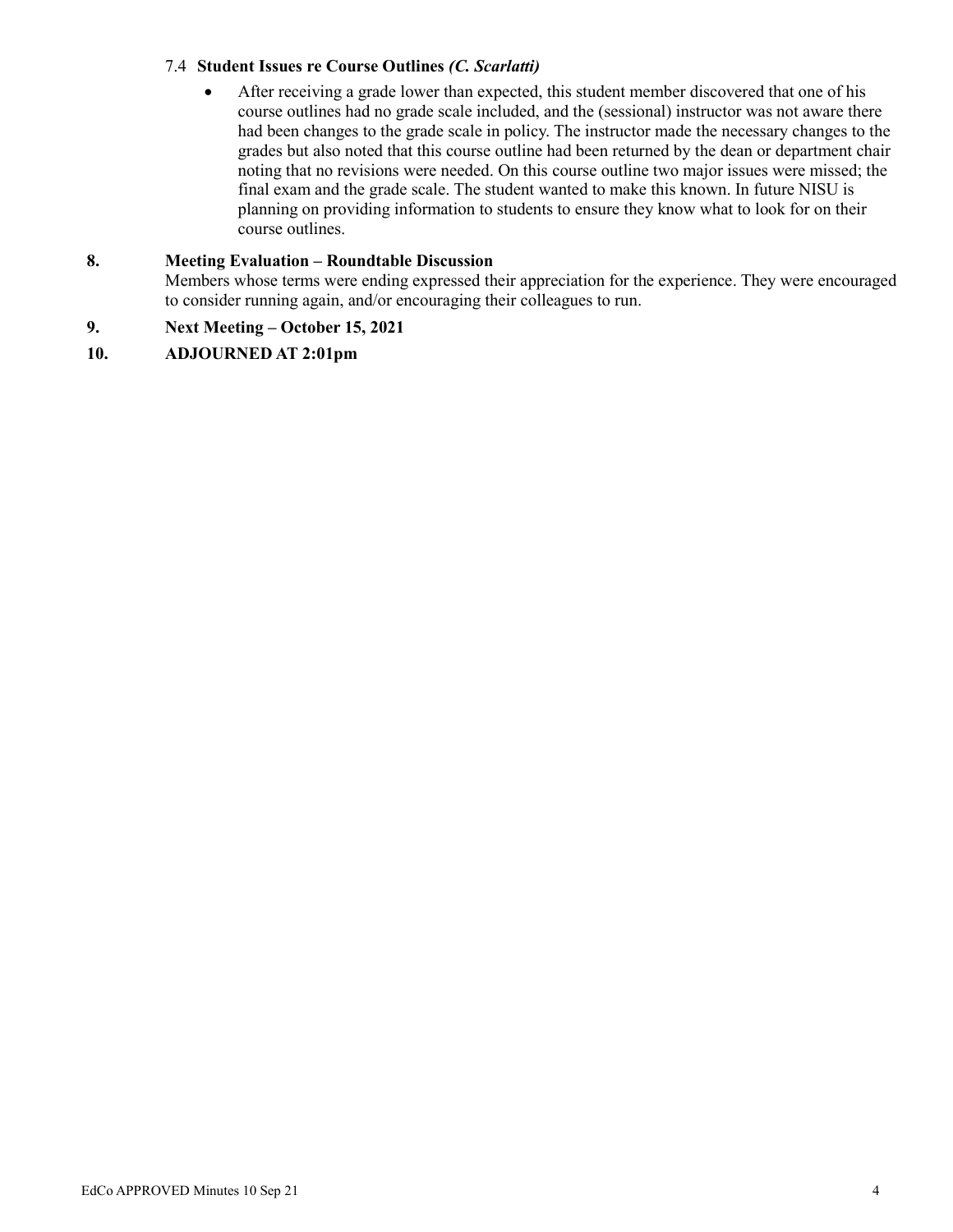### 7.4 **Student Issues re Course Outlines** ***(C. Scarlatti)***

- After receiving a grade lower than expected, this student member discovered that one of his course outlines had no grade scale included, and the (sessional) instructor was not aware there had been changes to the grade scale in policy. The instructor made the necessary changes to the grades but also noted that this course outline had been returned by the dean or department chair noting that no revisions were needed. On this course outline two major issues were missed; the final exam and the grade scale. The student wanted to make this known. In future NISU is planning on providing information to students to ensure they know what to look for on their course outlines.

## 8. Meeting Evaluation – Roundtable Discussion

Members whose terms were ending expressed their appreciation for the experience. They were encouraged to consider running again, and/or encouraging their colleagues to run.

## 9. Next Meeting – October 15, 2021

## 10. ADJOURNED AT 2:01pm